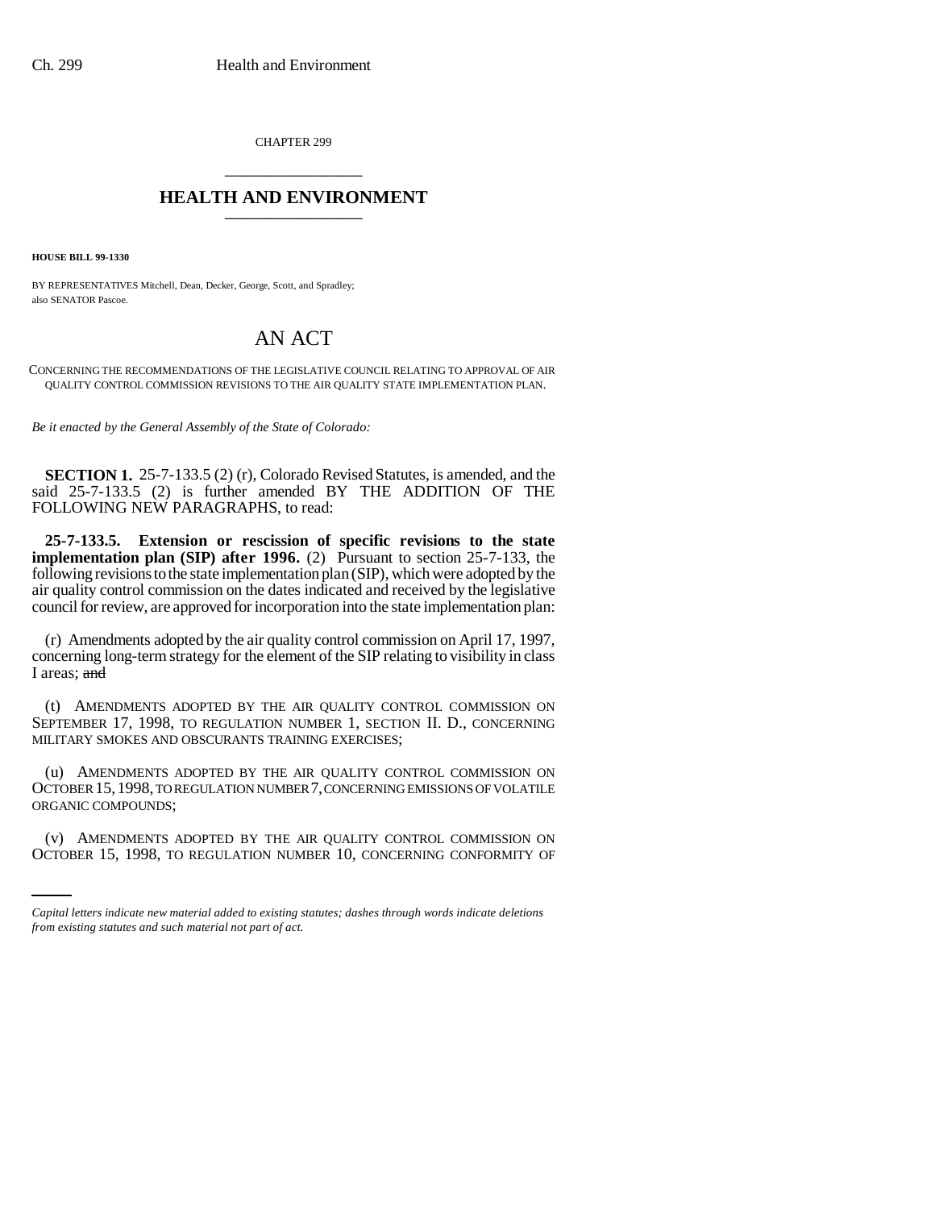CHAPTER 299

# HEALTH AND ENVIRONMENT

**HOUSE BILL 99-1330**

BY REPRESENTATIVES Mitchell, Dean, Decker, George, Scott, and Spradley; also SENATOR Pascoe.

# AN ACT

CONCERNING THE RECOMMENDATIONS OF THE LEGISLATIVE COUNCIL RELATING TO APPROVAL OF AIR QUALITY CONTROL COMMISSION REVISIONS TO THE AIR QUALITY STATE IMPLEMENTATION PLAN.

*Be it enacted by the General Assembly of the State of Colorado:*

**SECTION 1.** 25-7-133.5 (2) (r), Colorado Revised Statutes, is amended, and the said 25-7-133.5 (2) is further amended BY THE ADDITION OF THE FOLLOWING NEW PARAGRAPHS, to read:

**25-7-133.5. Extension or rescission of specific revisions to the state implementation plan (SIP) after 1996.** (2) Pursuant to section 25-7-133, the following revisions to the state implementation plan (SIP), which were adopted by the air quality control commission on the dates indicated and received by the legislative council for review, are approved for incorporation into the state implementation plan:

(r) Amendments adopted by the air quality control commission on April 17, 1997, concerning long-term strategy for the element of the SIP relating to visibility in class I areas; ~~and~~

(t) AMENDMENTS ADOPTED BY THE AIR QUALITY CONTROL COMMISSION ON SEPTEMBER 17, 1998, TO REGULATION NUMBER 1, SECTION II. D., CONCERNING MILITARY SMOKES AND OBSCURANTS TRAINING EXERCISES;

(u) AMENDMENTS ADOPTED BY THE AIR QUALITY CONTROL COMMISSION ON OCTOBER 15, 1998, TO REGULATION NUMBER 7, CONCERNING EMISSIONS OF VOLATILE ORGANIC COMPOUNDS;

(v) AMENDMENTS ADOPTED BY THE AIR QUALITY CONTROL COMMISSION ON OCTOBER 15, 1998, TO REGULATION NUMBER 10, CONCERNING CONFORMITY OF

*Capital letters indicate new material added to existing statutes; dashes through words indicate deletions from existing statutes and such material not part of act.*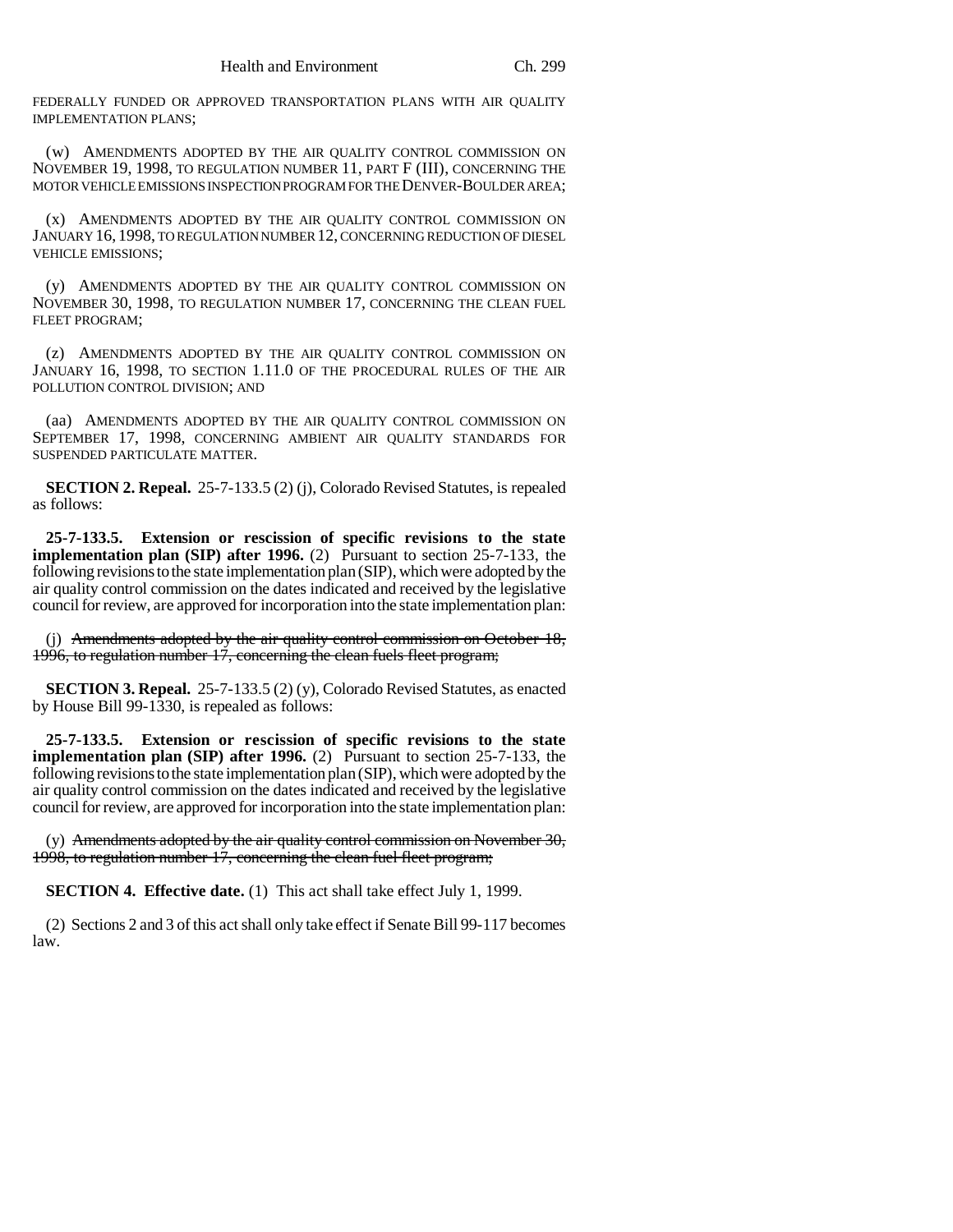FEDERALLY FUNDED OR APPROVED TRANSPORTATION PLANS WITH AIR QUALITY IMPLEMENTATION PLANS;

(w) AMENDMENTS ADOPTED BY THE AIR QUALITY CONTROL COMMISSION ON NOVEMBER 19, 1998, TO REGULATION NUMBER 11, PART F (III), CONCERNING THE MOTOR VEHICLE EMISSIONS INSPECTION PROGRAM FOR THE DENVER-BOULDER AREA;

(x) AMENDMENTS ADOPTED BY THE AIR QUALITY CONTROL COMMISSION ON JANUARY 16, 1998, TO REGULATION NUMBER 12, CONCERNING REDUCTION OF DIESEL VEHICLE EMISSIONS;

(y) AMENDMENTS ADOPTED BY THE AIR QUALITY CONTROL COMMISSION ON NOVEMBER 30, 1998, TO REGULATION NUMBER 17, CONCERNING THE CLEAN FUEL FLEET PROGRAM;

(z) AMENDMENTS ADOPTED BY THE AIR QUALITY CONTROL COMMISSION ON JANUARY 16, 1998, TO SECTION 1.11.0 OF THE PROCEDURAL RULES OF THE AIR POLLUTION CONTROL DIVISION; AND

(aa) AMENDMENTS ADOPTED BY THE AIR QUALITY CONTROL COMMISSION ON SEPTEMBER 17, 1998, CONCERNING AMBIENT AIR QUALITY STANDARDS FOR SUSPENDED PARTICULATE MATTER.

**SECTION 2. Repeal.** 25-7-133.5 (2) (j), Colorado Revised Statutes, is repealed as follows:

**25-7-133.5. Extension or rescission of specific revisions to the state implementation plan (SIP) after 1996.** (2) Pursuant to section 25-7-133, the following revisions to the state implementation plan (SIP), which were adopted by the air quality control commission on the dates indicated and received by the legislative council for review, are approved for incorporation into the state implementation plan:

(j) ~~Amendments adopted by the air quality control commission on October 18, 1996, to regulation number 17, concerning the clean fuels fleet program;~~

**SECTION 3. Repeal.** 25-7-133.5 (2) (y), Colorado Revised Statutes, as enacted by House Bill 99-1330, is repealed as follows:

**25-7-133.5. Extension or rescission of specific revisions to the state implementation plan (SIP) after 1996.** (2) Pursuant to section 25-7-133, the following revisions to the state implementation plan (SIP), which were adopted by the air quality control commission on the dates indicated and received by the legislative council for review, are approved for incorporation into the state implementation plan:

(y) ~~Amendments adopted by the air quality control commission on November 30, 1998, to regulation number 17, concerning the clean fuel fleet program;~~

**SECTION 4. Effective date.** (1) This act shall take effect July 1, 1999.

(2) Sections 2 and 3 of this act shall only take effect if Senate Bill 99-117 becomes law.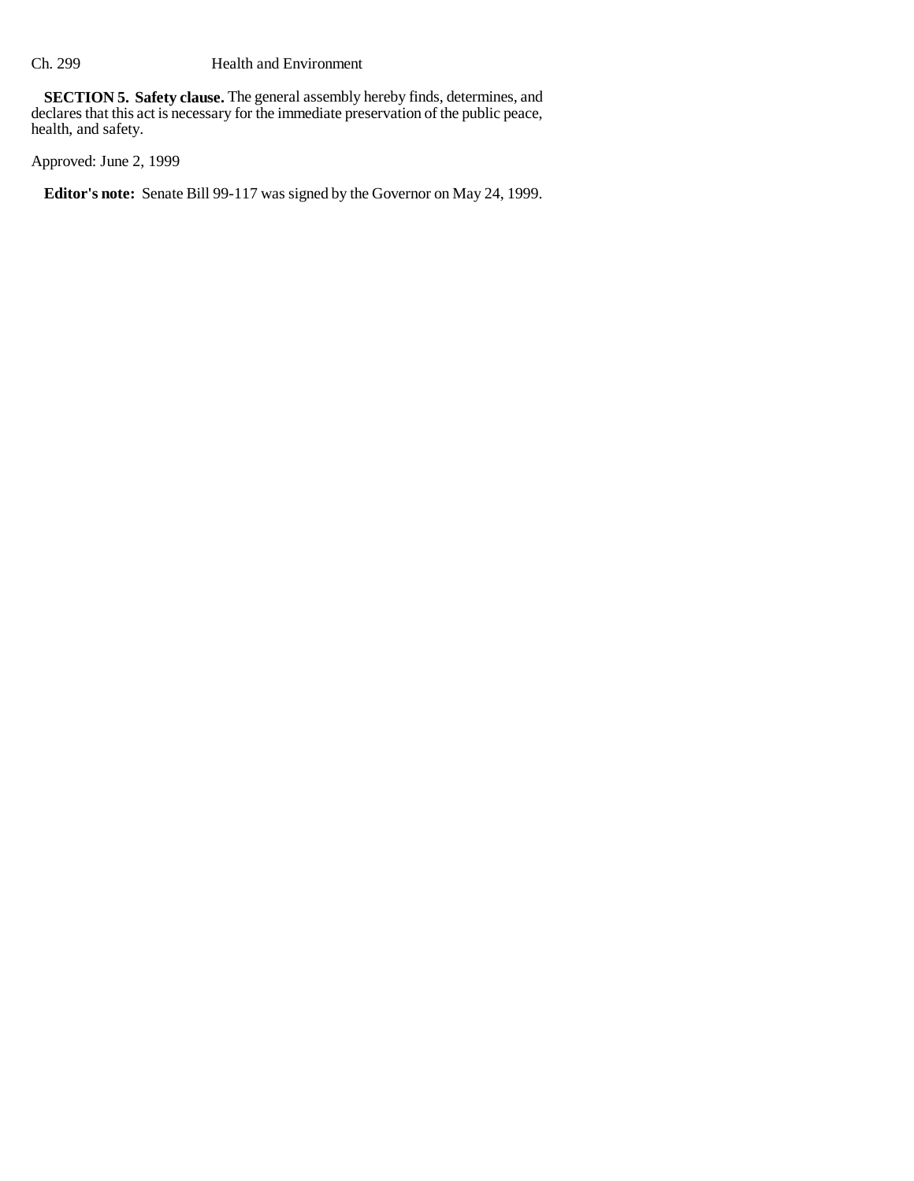**SECTION 5. Safety clause.** The general assembly hereby finds, determines, and declares that this act is necessary for the immediate preservation of the public peace, health, and safety.

Approved: June 2, 1999

**Editor's note:** Senate Bill 99-117 was signed by the Governor on May 24, 1999.